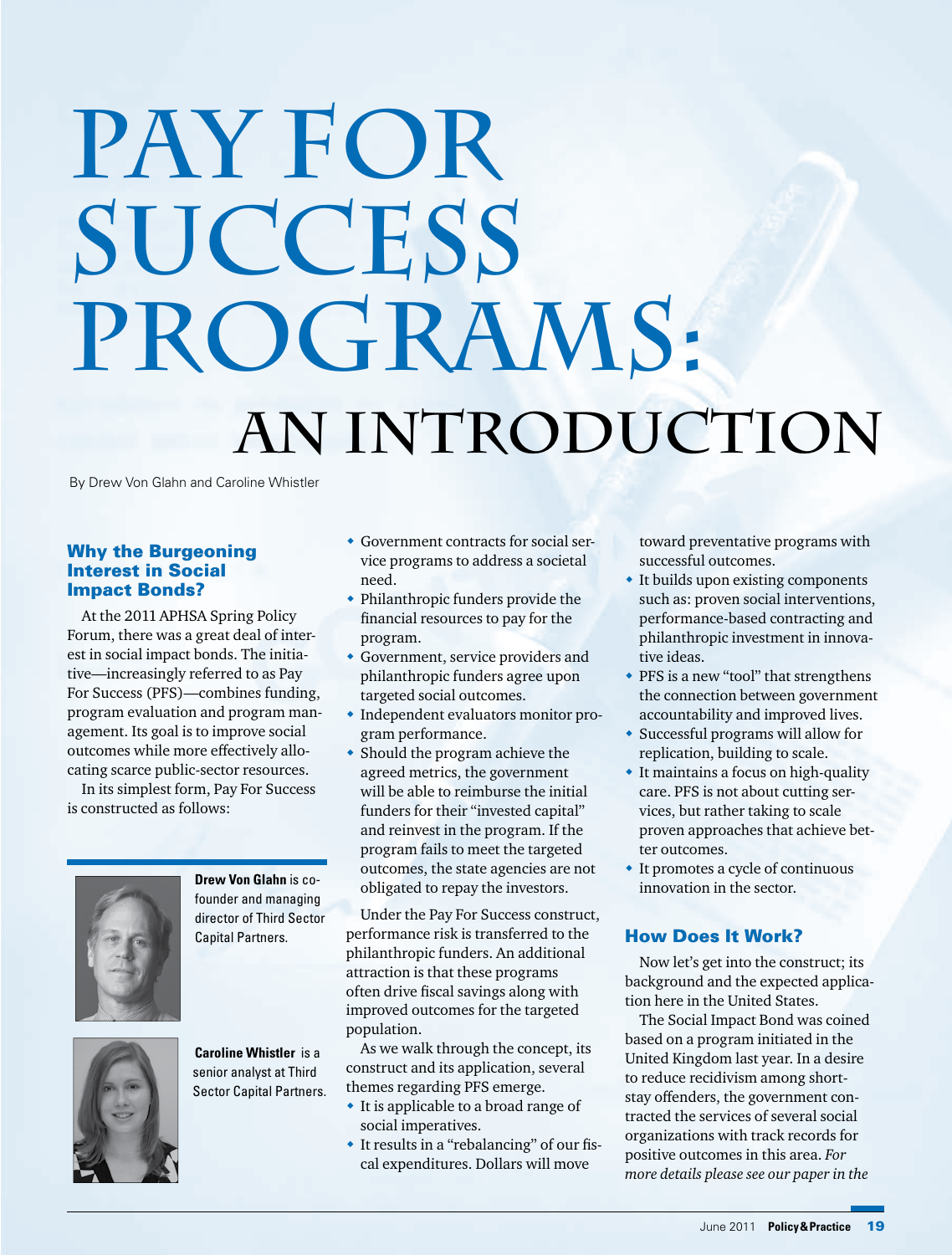# Pay for Success Programs: An Introduction

By Drew Von Glahn and Caroline Whistler

## Why the Burgeoning Interest in Social Impact Bonds?

At the 2011 APHSA Spring Policy Forum, there was a great deal of interest in social impact bonds. The initiative—increasingly referred to as Pay For Success (PFS)—combines funding, program evaluation and program management. Its goal is to improve social outcomes while more effectively allocating scarce public-sector resources.

In its simplest form, Pay For Success is constructed as follows:

- Government contracts for social service programs to address a societal need.
- Philanthropic funders provide the financial resources to pay for the program.
- Government, service providers and philanthropic funders agree upon targeted social outcomes.
- Independent evaluators monitor program performance.
- Should the program achieve the agreed metrics, the government will be able to reimburse the initial funders for their "invested capital" and reinvest in the program. If the program fails to meet the targeted outcomes, the state agencies are not obligated to repay the investors.

Under the Pay For Success construct, performance risk is transferred to the philanthropic funders. An additional attraction is that these programs often drive fiscal savings along with improved outcomes for the targeted population.

As we walk through the concept, its construct and its application, several themes regarding PFS emerge.

- It is applicable to a broad range of social imperatives.
- It results in a "rebalancing" of our fiscal expenditures. Dollars will move toward preventative programs with successful outcomes.
- It builds upon existing components such as: proven social interventions, performance-based contracting and philanthropic investment in innovative ideas.
- PFS is a new "tool" that strengthens the connection between government accountability and improved lives.
- Successful programs will allow for replication, building to scale.
- It maintains a focus on high-quality care. PFS is not about cutting services, but rather taking to scale proven approaches that achieve better outcomes.
- It promotes a cycle of continuous innovation in the sector.

**Drew Von Glahn** is co-founder and managing director of Third Sector Capital Partners.

**Caroline Whistler** is a senior analyst at Third Sector Capital Partners.

## How Does It Work?

Now let's get into the construct; its background and the expected application here in the United States.

The Social Impact Bond was coined based on a program initiated in the United Kingdom last year. In a desire to reduce recidivism among short-stay offenders, the government contracted the services of several social organizations with track records for positive outcomes in this area. *For more details please see our paper in the*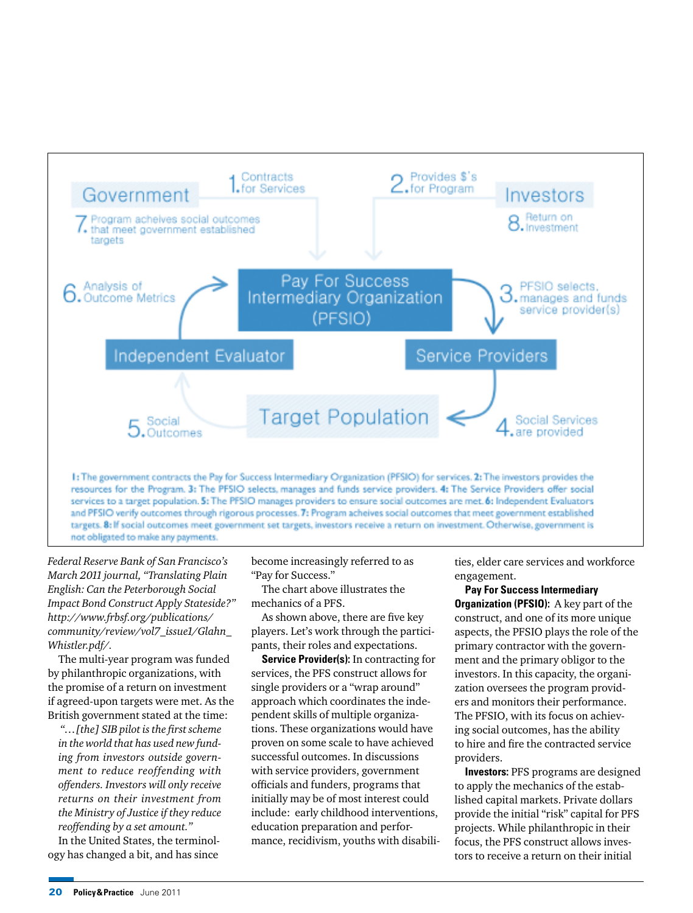Government

1. Contracts for Services

2. Provides $'s for Program

Investors

7. Program acheives social outcomes that meet government established targets

8. Return on Investment

Pay For Success Intermediary Organization (PFSIO)

6. Analysis of Outcome Metrics

3. PFSIO selects, manages and funds service provider(s)

Independent Evaluator

Service Providers

Target Population

5. Social Outcomes

4. Social Services are provided

**1:** The government contracts the Pay for Success Intermediary Organization (PFSIO) for services. **2:** The investors provides the resources for the Program. **3:** The PFSIO selects, manages and funds service providers. **4:** The Service Providers offer social services to a target population. **5:** The PFSIO manages providers to ensure social outcomes are met. **6:** Independent Evaluators and PFSIO verify outcomes through rigorous processes. **7:** Program acheives social outcomes that meet government established targets. **8:** If social outcomes meet government set targets, investors receive a return on investment. Otherwise, government is not obligated to make any payments.

*Federal Reserve Bank of San Francisco's March 2011 journal, "Translating Plain English: Can the Peterborough Social Impact Bond Construct Apply Stateside?" http://www.frbsf.org/publications/community/review/vol7_issue1/Glahn_Whistler.pdf/.*

The multi-year program was funded by philanthropic organizations, with the promise of a return on investment if agreed-upon targets were met. As the British government stated at the time:

> *"…[the] SIB pilot is the first scheme in the world that has used new funding from investors outside government to reduce reoffending with offenders. Investors will only receive returns on their investment from the Ministry of Justice if they reduce reoffending by a set amount."*

In the United States, the terminology has changed a bit, and has since become increasingly referred to as "Pay for Success."

The chart above illustrates the mechanics of a PFS.

As shown above, there are five key players. Let's work through the participants, their roles and expectations.

**Service Provider(s):** In contracting for services, the PFS construct allows for single providers or a "wrap around" approach which coordinates the independent skills of multiple organizations. These organizations would have proven on some scale to have achieved successful outcomes. In discussions with service providers, government officials and funders, programs that initially may be of most interest could include: early childhood interventions, education preparation and performance, recidivism, youths with disabilities, elder care services and workforce engagement.

**Pay For Success Intermediary Organization (PFSIO):** A key part of the construct, and one of its more unique aspects, the PFSIO plays the role of the primary contractor with the government and the primary obligor to the investors. In this capacity, the organization oversees the program providers and monitors their performance. The PFSIO, with its focus on achieving social outcomes, has the ability to hire and fire the contracted service providers.

**Investors:** PFS programs are designed to apply the mechanics of the established capital markets. Private dollars provide the initial "risk" capital for PFS projects. While philanthropic in their focus, the PFS construct allows investors to receive a return on their initial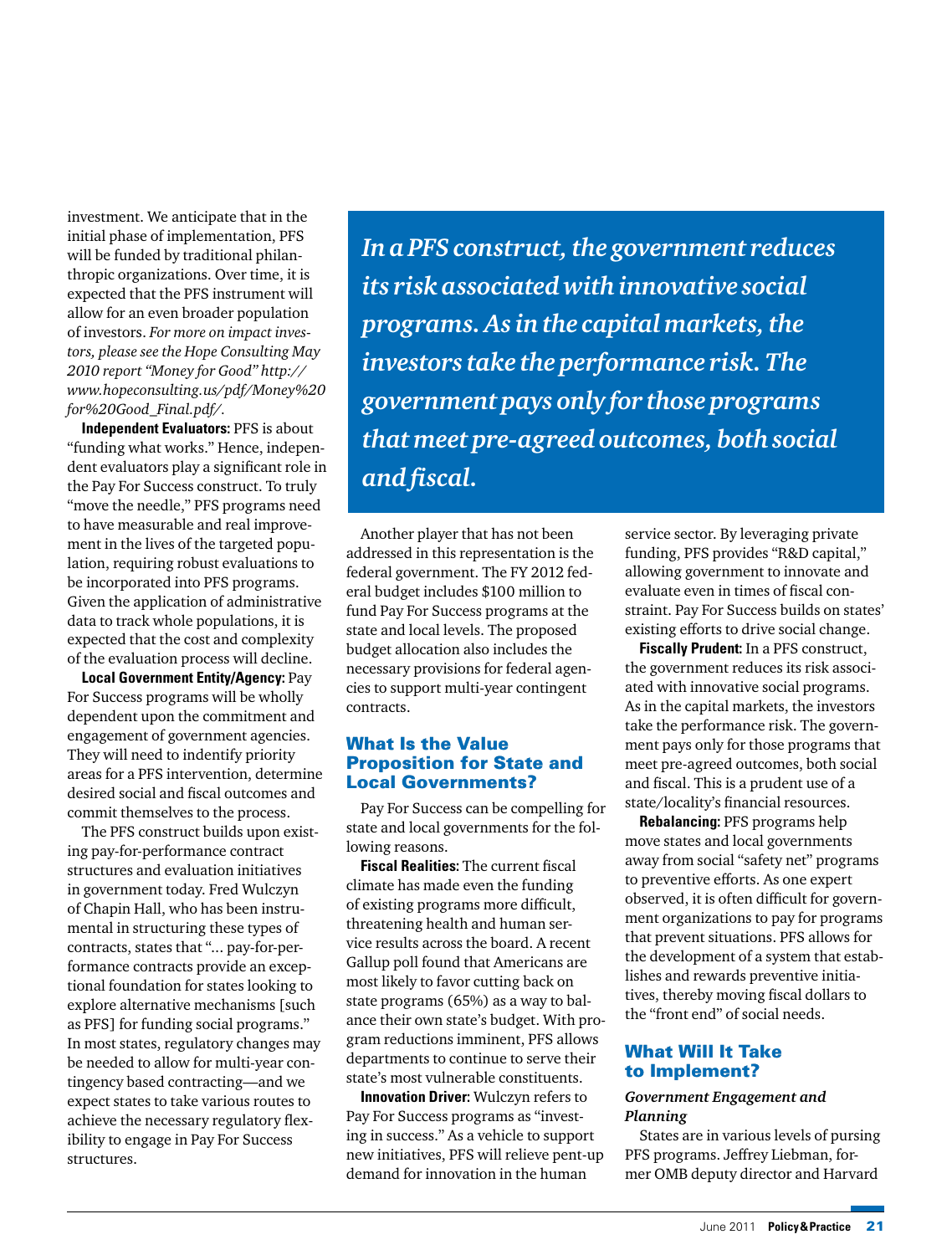investment. We anticipate that in the initial phase of implementation, PFS will be funded by traditional philanthropic organizations. Over time, it is expected that the PFS instrument will allow for an even broader population of investors. *For more on impact investors, please see the Hope Consulting May 2010 report "Money for Good" http://www.hopeconsulting.us/pdf/Money%20for%20Good_Final.pdf/.*

**Independent Evaluators:** PFS is about "funding what works." Hence, independent evaluators play a significant role in the Pay For Success construct. To truly "move the needle," PFS programs need to have measurable and real improvement in the lives of the targeted population, requiring robust evaluations to be incorporated into PFS programs. Given the application of administrative data to track whole populations, it is expected that the cost and complexity of the evaluation process will decline.

**Local Government Entity/Agency:** Pay For Success programs will be wholly dependent upon the commitment and engagement of government agencies. They will need to identify priority areas for a PFS intervention, determine desired social and fiscal outcomes and commit themselves to the process.

The PFS construct builds upon existing pay-for-performance contract structures and evaluation initiatives in government today. Fred Wulczyn of Chapin Hall, who has been instrumental in structuring these types of contracts, states that "... pay-for-performance contracts provide an exceptional foundation for states looking to explore alternative mechanisms [such as PFS] for funding social programs." In most states, regulatory changes may be needed to allow for multi-year contingency based contracting—and we expect states to take various routes to achieve the necessary regulatory flexibility to engage in Pay For Success structures.

> ***In a PFS construct, the government reduces its risk associated with innovative social programs. As in the capital markets, the investors take the performance risk. The government pays only for those programs that meet pre-agreed outcomes, both social and fiscal.***

Another player that has not been addressed in this representation is the federal government. The FY 2012 federal budget includes $100 million to fund Pay For Success programs at the state and local levels. The proposed budget allocation also includes the necessary provisions for federal agencies to support multi-year contingent contracts.

## What Is the Value Proposition for State and Local Governments?

Pay For Success can be compelling for state and local governments for the following reasons.

**Fiscal Realities:** The current fiscal climate has made even the funding of existing programs more difficult, threatening health and human service results across the board. A recent Gallup poll found that Americans are most likely to favor cutting back on state programs (65%) as a way to balance their own state's budget. With program reductions imminent, PFS allows departments to continue to serve their state's most vulnerable constituents.

**Innovation Driver:** Wulczyn refers to Pay For Success programs as "investing in success." As a vehicle to support new initiatives, PFS will relieve pent-up demand for innovation in the human service sector. By leveraging private funding, PFS provides "R&D capital," allowing government to innovate and evaluate even in times of fiscal constraint. Pay For Success builds on states' existing efforts to drive social change.

**Fiscally Prudent:** In a PFS construct, the government reduces its risk associated with innovative social programs. As in the capital markets, the investors take the performance risk. The government pays only for those programs that meet pre-agreed outcomes, both social and fiscal. This is a prudent use of a state/locality's financial resources.

**Rebalancing:** PFS programs help move states and local governments away from social "safety net" programs to preventive efforts. As one expert observed, it is often difficult for government organizations to pay for programs that prevent situations. PFS allows for the development of a system that establishes and rewards preventive initiatives, thereby moving fiscal dollars to the "front end" of social needs.

## What Will It Take to Implement?

### *Government Engagement and Planning*

States are in various levels of pursing PFS programs. Jeffrey Liebman, former OMB deputy director and Harvard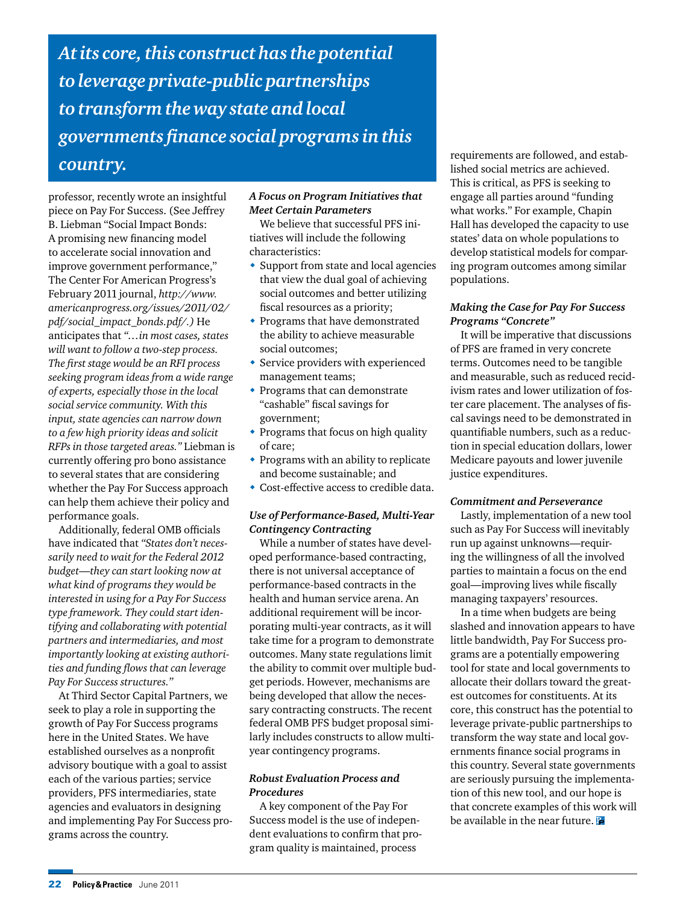> ***At its core, this construct has the potential to leverage private-public partnerships to transform the way state and local governments finance social programs in this country.***

professor, recently wrote an insightful piece on Pay For Success. (See Jeffrey B. Liebman "Social Impact Bonds: A promising new financing model to accelerate social innovation and improve government performance," The Center For American Progress's February 2011 journal, *http://www.americanprogress.org/issues/2011/02/pdf/social_impact_bonds.pdf/*.) He anticipates that *"…in most cases, states will want to follow a two-step process. The first stage would be an RFI process seeking program ideas from a wide range of experts, especially those in the local social service community. With this input, state agencies can narrow down to a few high priority ideas and solicit RFPs in those targeted areas."* Liebman is currently offering pro bono assistance to several states that are considering whether the Pay For Success approach can help them achieve their policy and performance goals.

Additionally, federal OMB officials have indicated that *"States don't necessarily need to wait for the Federal 2012 budget—they can start looking now at what kind of programs they would be interested in using for a Pay For Success type framework. They could start identifying and collaborating with potential partners and intermediaries, and most importantly looking at existing authorities and funding flows that can leverage Pay For Success structures."*

At Third Sector Capital Partners, we seek to play a role in supporting the growth of Pay For Success programs here in the United States. We have established ourselves as a nonprofit advisory boutique with a goal to assist each of the various parties; service providers, PFS intermediaries, state agencies and evaluators in designing and implementing Pay For Success programs across the country.

***A Focus on Program Initiatives that Meet Certain Parameters***

We believe that successful PFS initiatives will include the following characteristics:

- Support from state and local agencies that view the dual goal of achieving social outcomes and better utilizing fiscal resources as a priority;
- Programs that have demonstrated the ability to achieve measurable social outcomes;
- Service providers with experienced management teams;
- Programs that can demonstrate "cashable" fiscal savings for government;
- Programs that focus on high quality of care;
- Programs with an ability to replicate and become sustainable; and
- Cost-effective access to credible data.

***Use of Performance-Based, Multi-Year Contingency Contracting***

While a number of states have developed performance-based contracting, there is not universal acceptance of performance-based contracts in the health and human service arena. An additional requirement will be incorporating multi-year contracts, as it will take time for a program to demonstrate outcomes. Many state regulations limit the ability to commit over multiple budget periods. However, mechanisms are being developed that allow the necessary contracting constructs. The recent federal OMB PFS budget proposal similarly includes constructs to allow multi-year contingency programs.

***Robust Evaluation Process and Procedures***

A key component of the Pay For Success model is the use of independent evaluations to confirm that program quality is maintained, process requirements are followed, and established social metrics are achieved. This is critical, as PFS is seeking to engage all parties around "funding what works." For example, Chapin Hall has developed the capacity to use states' data on whole populations to develop statistical models for comparing program outcomes among similar populations.

***Making the Case for Pay For Success Programs "Concrete"***

It will be imperative that discussions of PFS are framed in very concrete terms. Outcomes need to be tangible and measurable, such as reduced recidivism rates and lower utilization of foster care placement. The analyses of fiscal savings need to be demonstrated in quantifiable numbers, such as a reduction in special education dollars, lower Medicare payouts and lower juvenile justice expenditures.

***Commitment and Perseverance***

Lastly, implementation of a new tool such as Pay For Success will inevitably run up against unknowns—requiring the willingness of all the involved parties to maintain a focus on the end goal—improving lives while fiscally managing taxpayers' resources.

In a time when budgets are being slashed and innovation appears to have little bandwidth, Pay For Success programs are a potentially empowering tool for state and local governments to allocate their dollars toward the greatest outcomes for constituents. At its core, this construct has the potential to leverage private-public partnerships to transform the way state and local governments finance social programs in this country. Several state governments are seriously pursuing the implementation of this new tool, and our hope is that concrete examples of this work will be available in the near future.